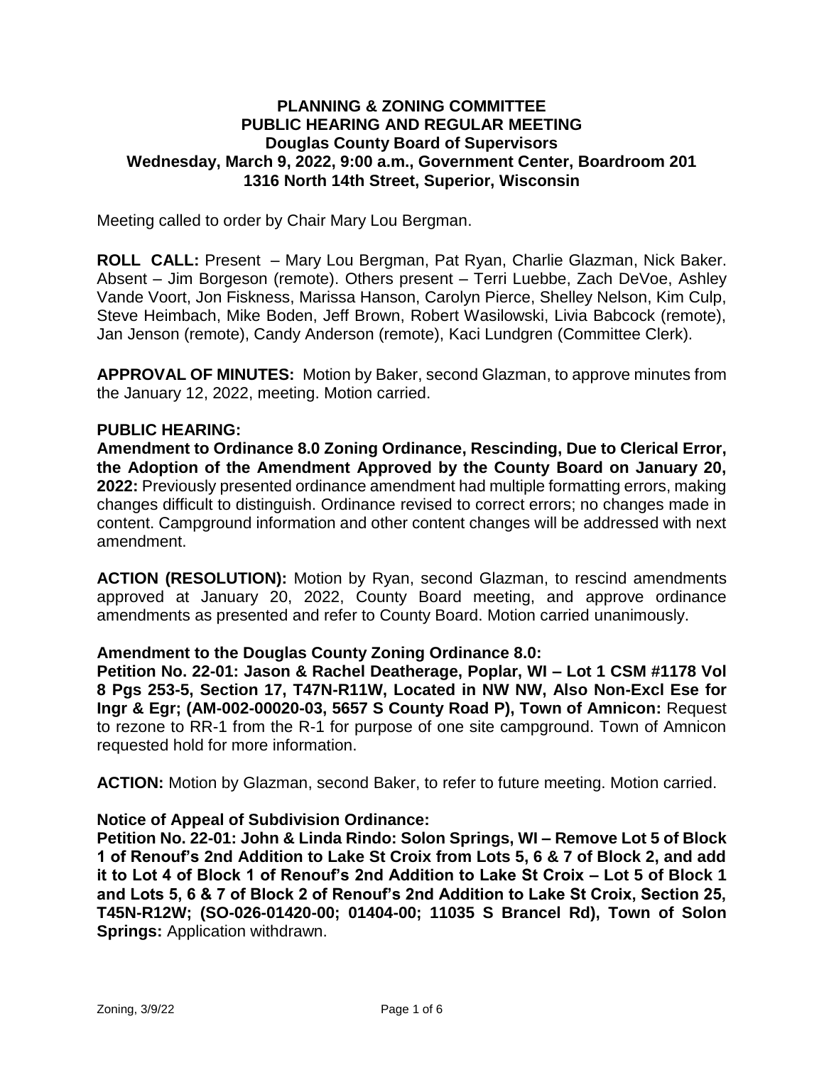# PLANNING & ZONING COMMITTEE
# PUBLIC HEARING AND REGULAR MEETING
## Douglas County Board of Supervisors
## Wednesday, March 9, 2022, 9:00 a.m., Government Center, Boardroom 201
## 1316 North 14th Street, Superior, Wisconsin

Meeting called to order by Chair Mary Lou Bergman.

**ROLL CALL:** Present – Mary Lou Bergman, Pat Ryan, Charlie Glazman, Nick Baker. Absent – Jim Borgeson (remote). Others present – Terri Luebbe, Zach DeVoe, Ashley Vande Voort, Jon Fiskness, Marissa Hanson, Carolyn Pierce, Shelley Nelson, Kim Culp, Steve Heimbach, Mike Boden, Jeff Brown, Robert Wasilowski, Livia Babcock (remote), Jan Jenson (remote), Candy Anderson (remote), Kaci Lundgren (Committee Clerk).

**APPROVAL OF MINUTES:** Motion by Baker, second Glazman, to approve minutes from the January 12, 2022, meeting. Motion carried.

**PUBLIC HEARING:**

**Amendment to Ordinance 8.0 Zoning Ordinance, Rescinding, Due to Clerical Error, the Adoption of the Amendment Approved by the County Board on January 20, 2022:** Previously presented ordinance amendment had multiple formatting errors, making changes difficult to distinguish. Ordinance revised to correct errors; no changes made in content. Campground information and other content changes will be addressed with next amendment.

**ACTION (RESOLUTION):** Motion by Ryan, second Glazman, to rescind amendments approved at January 20, 2022, County Board meeting, and approve ordinance amendments as presented and refer to County Board. Motion carried unanimously.

**Amendment to the Douglas County Zoning Ordinance 8.0:**

**Petition No. 22-01: Jason & Rachel Deatherage, Poplar, WI – Lot 1 CSM #1178 Vol 8 Pgs 253-5, Section 17, T47N-R11W, Located in NW NW, Also Non-Excl Ese for Ingr & Egr; (AM-002-00020-03, 5657 S County Road P), Town of Amnicon:** Request to rezone to RR-1 from the R-1 for purpose of one site campground. Town of Amnicon requested hold for more information.

**ACTION:** Motion by Glazman, second Baker, to refer to future meeting. Motion carried.

**Notice of Appeal of Subdivision Ordinance:**

**Petition No. 22-01: John & Linda Rindo: Solon Springs, WI – Remove Lot 5 of Block 1 of Renouf's 2nd Addition to Lake St Croix from Lots 5, 6 & 7 of Block 2, and add it to Lot 4 of Block 1 of Renouf's 2nd Addition to Lake St Croix – Lot 5 of Block 1 and Lots 5, 6 & 7 of Block 2 of Renouf's 2nd Addition to Lake St Croix, Section 25, T45N-R12W; (SO-026-01420-00; 01404-00; 11035 S Brancel Rd), Town of Solon Springs:** Application withdrawn.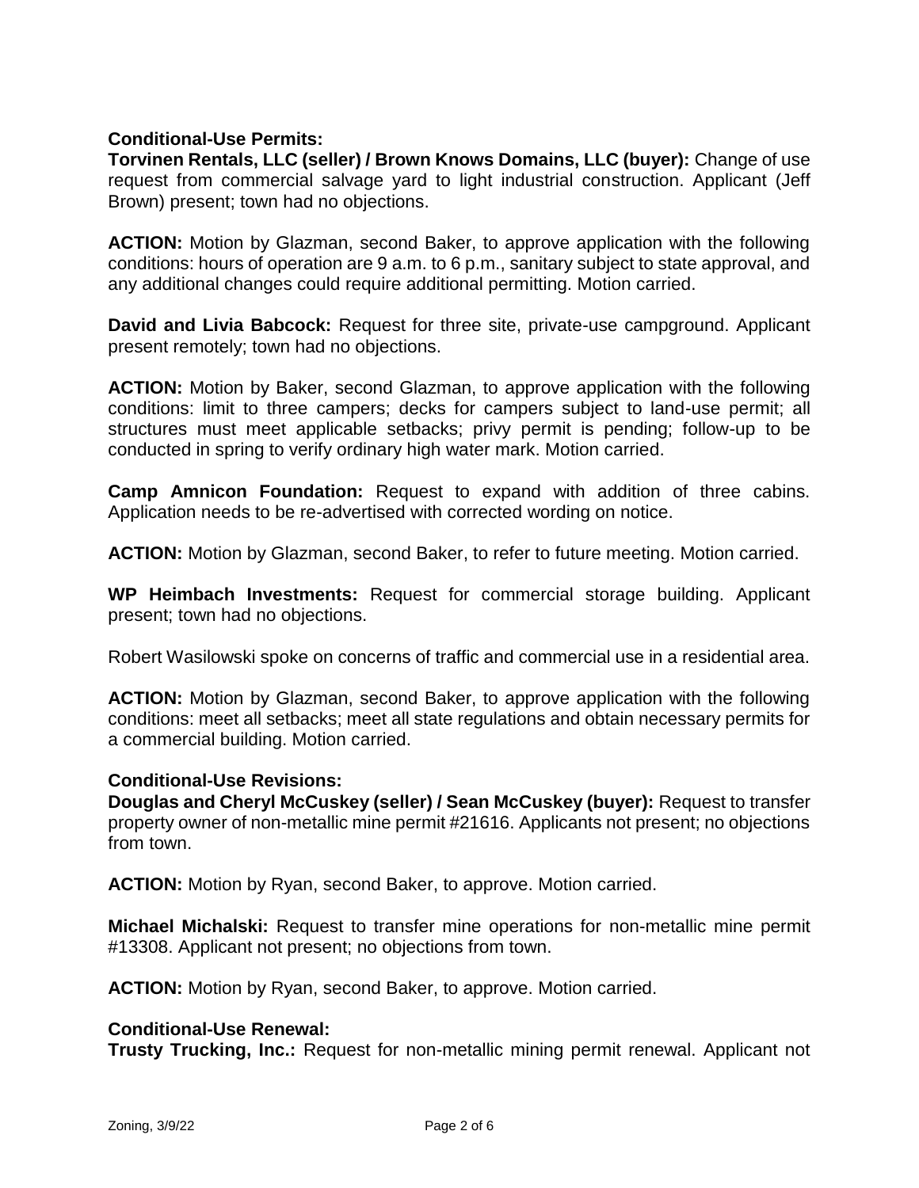## Conditional-Use Permits:

**Torvinen Rentals, LLC (seller) / Brown Knows Domains, LLC (buyer):** Change of use request from commercial salvage yard to light industrial construction. Applicant (Jeff Brown) present; town had no objections.

**ACTION:** Motion by Glazman, second Baker, to approve application with the following conditions: hours of operation are 9 a.m. to 6 p.m., sanitary subject to state approval, and any additional changes could require additional permitting. Motion carried.

**David and Livia Babcock:** Request for three site, private-use campground. Applicant present remotely; town had no objections.

**ACTION:** Motion by Baker, second Glazman, to approve application with the following conditions: limit to three campers; decks for campers subject to land-use permit; all structures must meet applicable setbacks; privy permit is pending; follow-up to be conducted in spring to verify ordinary high water mark. Motion carried.

**Camp Amnicon Foundation:** Request to expand with addition of three cabins. Application needs to be re-advertised with corrected wording on notice.

**ACTION:** Motion by Glazman, second Baker, to refer to future meeting. Motion carried.

**WP Heimbach Investments:** Request for commercial storage building. Applicant present; town had no objections.

Robert Wasilowski spoke on concerns of traffic and commercial use in a residential area.

**ACTION:** Motion by Glazman, second Baker, to approve application with the following conditions: meet all setbacks; meet all state regulations and obtain necessary permits for a commercial building. Motion carried.

## Conditional-Use Revisions:

**Douglas and Cheryl McCuskey (seller) / Sean McCuskey (buyer):** Request to transfer property owner of non-metallic mine permit #21616. Applicants not present; no objections from town.

**ACTION:** Motion by Ryan, second Baker, to approve. Motion carried.

**Michael Michalski:** Request to transfer mine operations for non-metallic mine permit #13308. Applicant not present; no objections from town.

**ACTION:** Motion by Ryan, second Baker, to approve. Motion carried.

## Conditional-Use Renewal:

**Trusty Trucking, Inc.:** Request for non-metallic mining permit renewal. Applicant not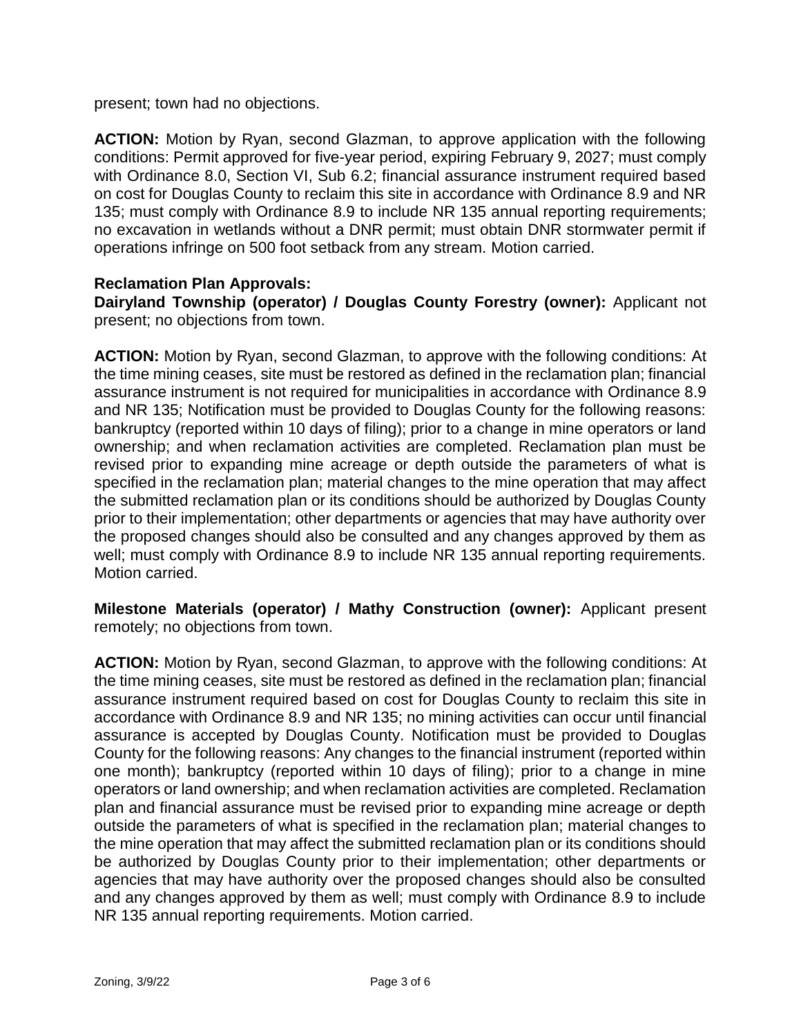present; town had no objections.

**ACTION:** Motion by Ryan, second Glazman, to approve application with the following conditions: Permit approved for five-year period, expiring February 9, 2027; must comply with Ordinance 8.0, Section VI, Sub 6.2; financial assurance instrument required based on cost for Douglas County to reclaim this site in accordance with Ordinance 8.9 and NR 135; must comply with Ordinance 8.9 to include NR 135 annual reporting requirements; no excavation in wetlands without a DNR permit; must obtain DNR stormwater permit if operations infringe on 500 foot setback from any stream. Motion carried.

**Reclamation Plan Approvals:**

**Dairyland Township (operator) / Douglas County Forestry (owner):** Applicant not present; no objections from town.

**ACTION:** Motion by Ryan, second Glazman, to approve with the following conditions: At the time mining ceases, site must be restored as defined in the reclamation plan; financial assurance instrument is not required for municipalities in accordance with Ordinance 8.9 and NR 135; Notification must be provided to Douglas County for the following reasons: bankruptcy (reported within 10 days of filing); prior to a change in mine operators or land ownership; and when reclamation activities are completed. Reclamation plan must be revised prior to expanding mine acreage or depth outside the parameters of what is specified in the reclamation plan; material changes to the mine operation that may affect the submitted reclamation plan or its conditions should be authorized by Douglas County prior to their implementation; other departments or agencies that may have authority over the proposed changes should also be consulted and any changes approved by them as well; must comply with Ordinance 8.9 to include NR 135 annual reporting requirements. Motion carried.

**Milestone Materials (operator) / Mathy Construction (owner):** Applicant present remotely; no objections from town.

**ACTION:** Motion by Ryan, second Glazman, to approve with the following conditions: At the time mining ceases, site must be restored as defined in the reclamation plan; financial assurance instrument required based on cost for Douglas County to reclaim this site in accordance with Ordinance 8.9 and NR 135; no mining activities can occur until financial assurance is accepted by Douglas County. Notification must be provided to Douglas County for the following reasons: Any changes to the financial instrument (reported within one month); bankruptcy (reported within 10 days of filing); prior to a change in mine operators or land ownership; and when reclamation activities are completed. Reclamation plan and financial assurance must be revised prior to expanding mine acreage or depth outside the parameters of what is specified in the reclamation plan; material changes to the mine operation that may affect the submitted reclamation plan or its conditions should be authorized by Douglas County prior to their implementation; other departments or agencies that may have authority over the proposed changes should also be consulted and any changes approved by them as well; must comply with Ordinance 8.9 to include NR 135 annual reporting requirements. Motion carried.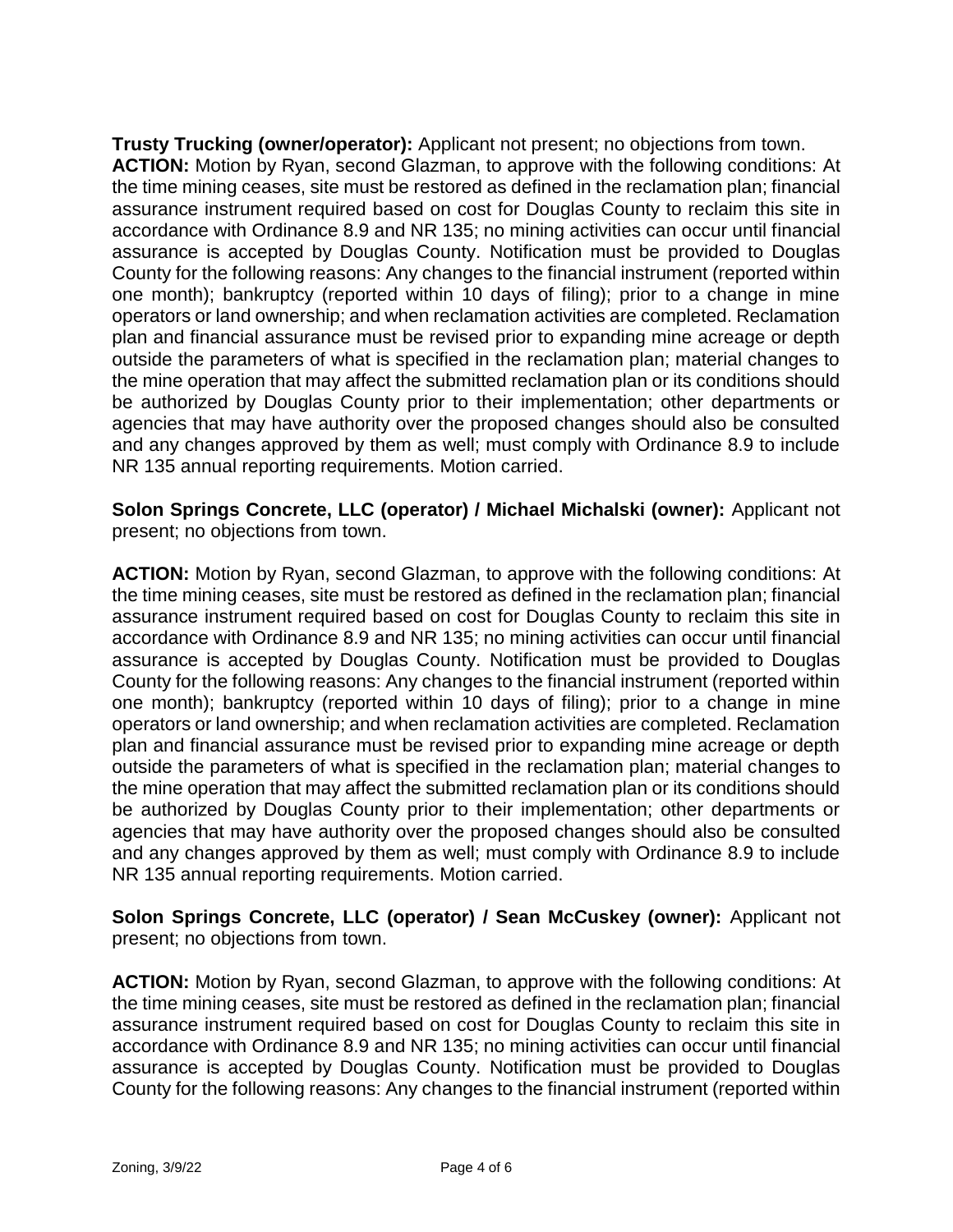**Trusty Trucking (owner/operator):** Applicant not present; no objections from town.
**ACTION:** Motion by Ryan, second Glazman, to approve with the following conditions: At the time mining ceases, site must be restored as defined in the reclamation plan; financial assurance instrument required based on cost for Douglas County to reclaim this site in accordance with Ordinance 8.9 and NR 135; no mining activities can occur until financial assurance is accepted by Douglas County. Notification must be provided to Douglas County for the following reasons: Any changes to the financial instrument (reported within one month); bankruptcy (reported within 10 days of filing); prior to a change in mine operators or land ownership; and when reclamation activities are completed. Reclamation plan and financial assurance must be revised prior to expanding mine acreage or depth outside the parameters of what is specified in the reclamation plan; material changes to the mine operation that may affect the submitted reclamation plan or its conditions should be authorized by Douglas County prior to their implementation; other departments or agencies that may have authority over the proposed changes should also be consulted and any changes approved by them as well; must comply with Ordinance 8.9 to include NR 135 annual reporting requirements. Motion carried.

**Solon Springs Concrete, LLC (operator) / Michael Michalski (owner):** Applicant not present; no objections from town.

**ACTION:** Motion by Ryan, second Glazman, to approve with the following conditions: At the time mining ceases, site must be restored as defined in the reclamation plan; financial assurance instrument required based on cost for Douglas County to reclaim this site in accordance with Ordinance 8.9 and NR 135; no mining activities can occur until financial assurance is accepted by Douglas County. Notification must be provided to Douglas County for the following reasons: Any changes to the financial instrument (reported within one month); bankruptcy (reported within 10 days of filing); prior to a change in mine operators or land ownership; and when reclamation activities are completed. Reclamation plan and financial assurance must be revised prior to expanding mine acreage or depth outside the parameters of what is specified in the reclamation plan; material changes to the mine operation that may affect the submitted reclamation plan or its conditions should be authorized by Douglas County prior to their implementation; other departments or agencies that may have authority over the proposed changes should also be consulted and any changes approved by them as well; must comply with Ordinance 8.9 to include NR 135 annual reporting requirements. Motion carried.

**Solon Springs Concrete, LLC (operator) / Sean McCuskey (owner):** Applicant not present; no objections from town.

**ACTION:** Motion by Ryan, second Glazman, to approve with the following conditions: At the time mining ceases, site must be restored as defined in the reclamation plan; financial assurance instrument required based on cost for Douglas County to reclaim this site in accordance with Ordinance 8.9 and NR 135; no mining activities can occur until financial assurance is accepted by Douglas County. Notification must be provided to Douglas County for the following reasons: Any changes to the financial instrument (reported within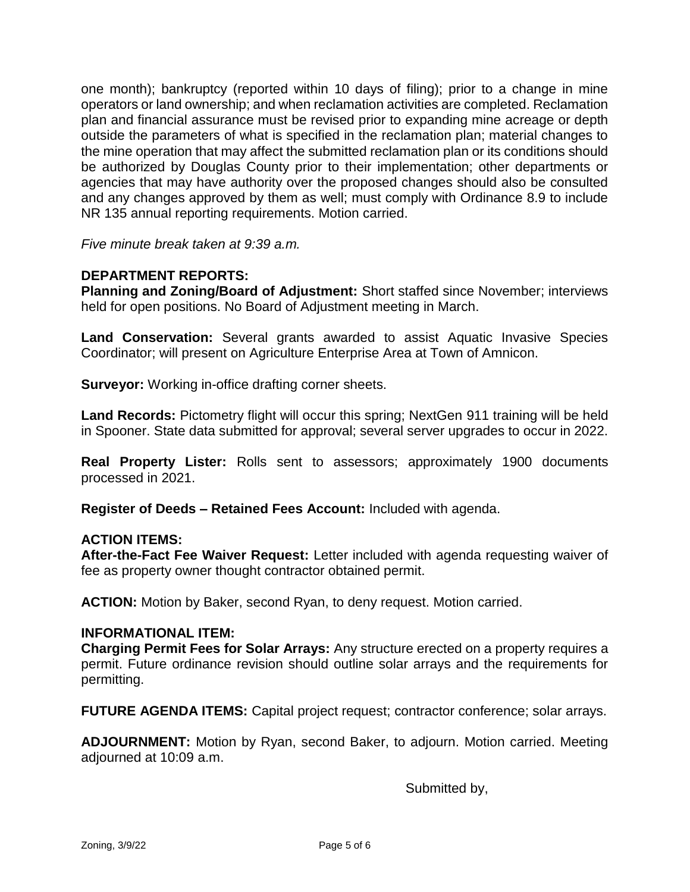one month); bankruptcy (reported within 10 days of filing); prior to a change in mine operators or land ownership; and when reclamation activities are completed. Reclamation plan and financial assurance must be revised prior to expanding mine acreage or depth outside the parameters of what is specified in the reclamation plan; material changes to the mine operation that may affect the submitted reclamation plan or its conditions should be authorized by Douglas County prior to their implementation; other departments or agencies that may have authority over the proposed changes should also be consulted and any changes approved by them as well; must comply with Ordinance 8.9 to include NR 135 annual reporting requirements. Motion carried.

*Five minute break taken at 9:39 a.m.*

**DEPARTMENT REPORTS:**

**Planning and Zoning/Board of Adjustment:** Short staffed since November; interviews held for open positions. No Board of Adjustment meeting in March.

**Land Conservation:** Several grants awarded to assist Aquatic Invasive Species Coordinator; will present on Agriculture Enterprise Area at Town of Amnicon.

**Surveyor:** Working in-office drafting corner sheets.

**Land Records:** Pictometry flight will occur this spring; NextGen 911 training will be held in Spooner. State data submitted for approval; several server upgrades to occur in 2022.

**Real Property Lister:** Rolls sent to assessors; approximately 1900 documents processed in 2021.

**Register of Deeds – Retained Fees Account:** Included with agenda.

**ACTION ITEMS:**

**After-the-Fact Fee Waiver Request:** Letter included with agenda requesting waiver of fee as property owner thought contractor obtained permit.

**ACTION:** Motion by Baker, second Ryan, to deny request. Motion carried.

**INFORMATIONAL ITEM:**

**Charging Permit Fees for Solar Arrays:** Any structure erected on a property requires a permit. Future ordinance revision should outline solar arrays and the requirements for permitting.

**FUTURE AGENDA ITEMS:** Capital project request; contractor conference; solar arrays.

**ADJOURNMENT:** Motion by Ryan, second Baker, to adjourn. Motion carried. Meeting adjourned at 10:09 a.m.

Submitted by,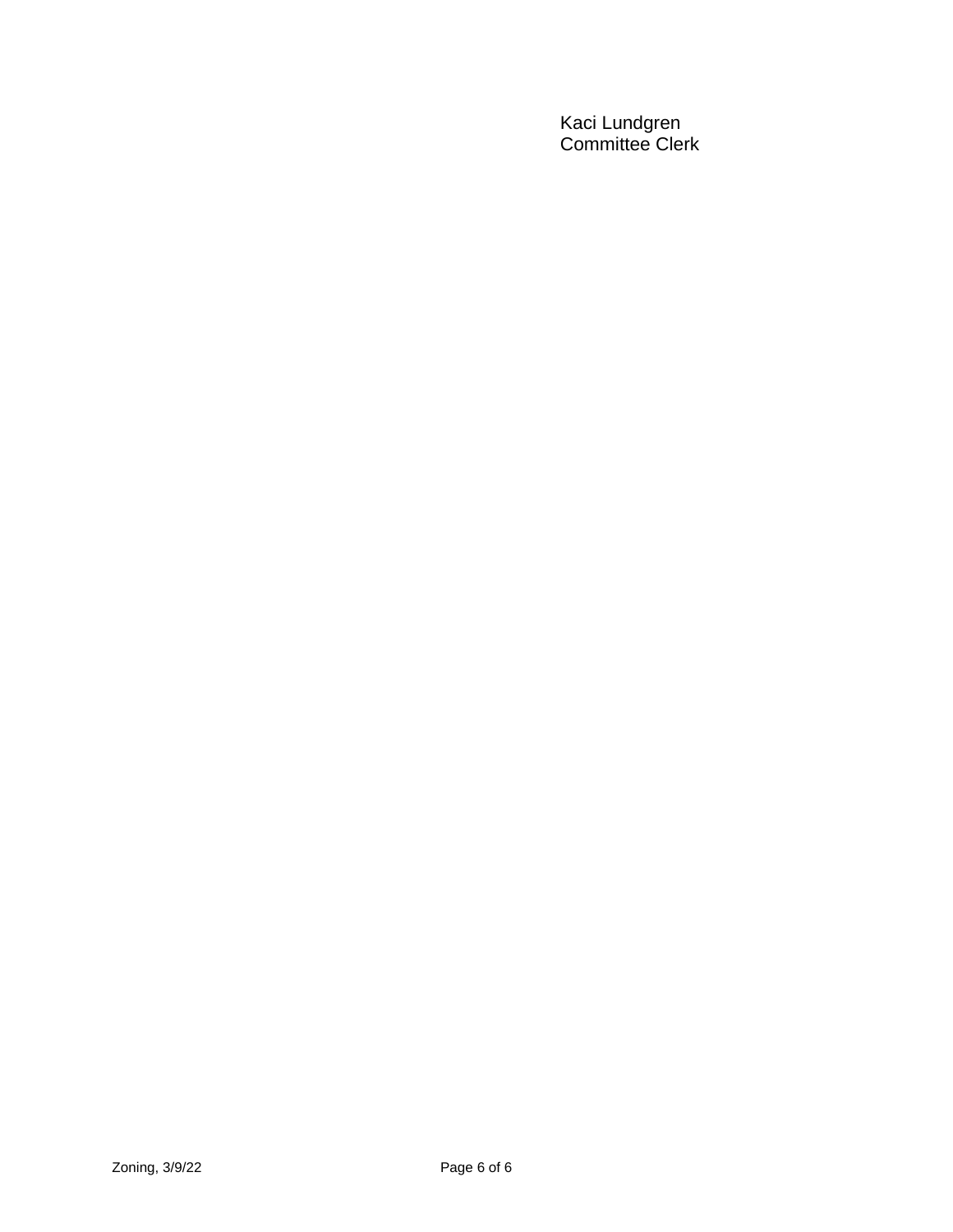Kaci Lundgren
Committee Clerk